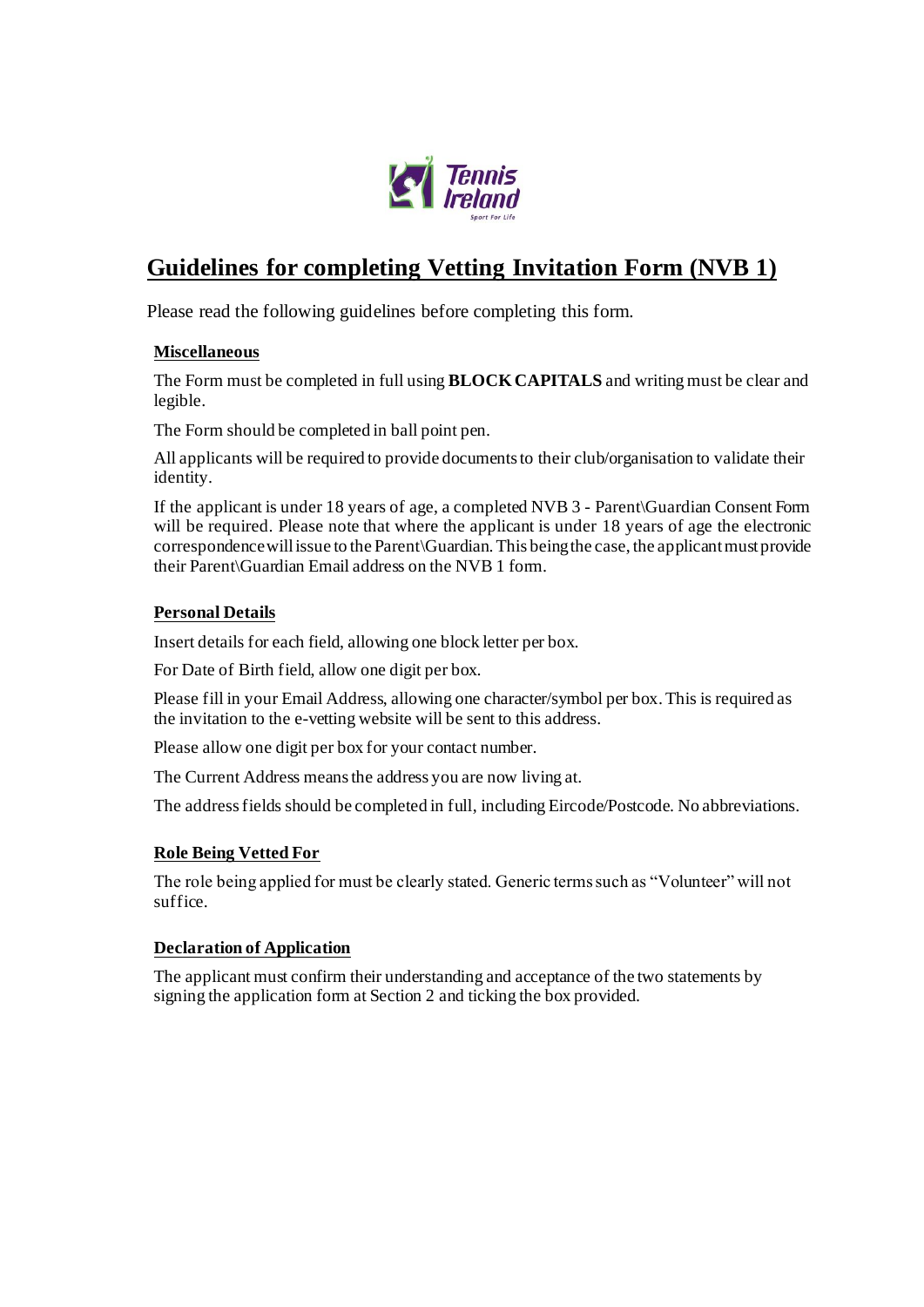# Guidelines for completing Vetting Invitation Form (NVB 1)

Please read the following guidelines before completing this form.

## Miscellaneous

The Form must be completed in full using **BLOCK CAPITALS** and writing must be clear and legible.

The Form should be completed in ball point pen.

All applicants will be required to provide documents to their club/organisation to validate their identity.

If the applicant is under 18 years of age, a completed NVB 3 - Parent\Guardian Consent Form will be required. Please note that where the applicant is under 18 years of age the electronic correspondence will issue to the Parent\Guardian. This being the case, the applicant must provide their Parent\Guardian Email address on the NVB 1 form.

## Personal Details

Insert details for each field, allowing one block letter per box.

For Date of Birth field, allow one digit per box.

Please fill in your Email Address, allowing one character/symbol per box. This is required as the invitation to the e-vetting website will be sent to this address.

Please allow one digit per box for your contact number.

The Current Address means the address you are now living at.

The address fields should be completed in full, including Eircode/Postcode. No abbreviations.

## Role Being Vetted For

The role being applied for must be clearly stated. Generic terms such as "Volunteer" will not suffice.

## Declaration of Application

The applicant must confirm their understanding and acceptance of the two statements by signing the application form at Section 2 and ticking the box provided.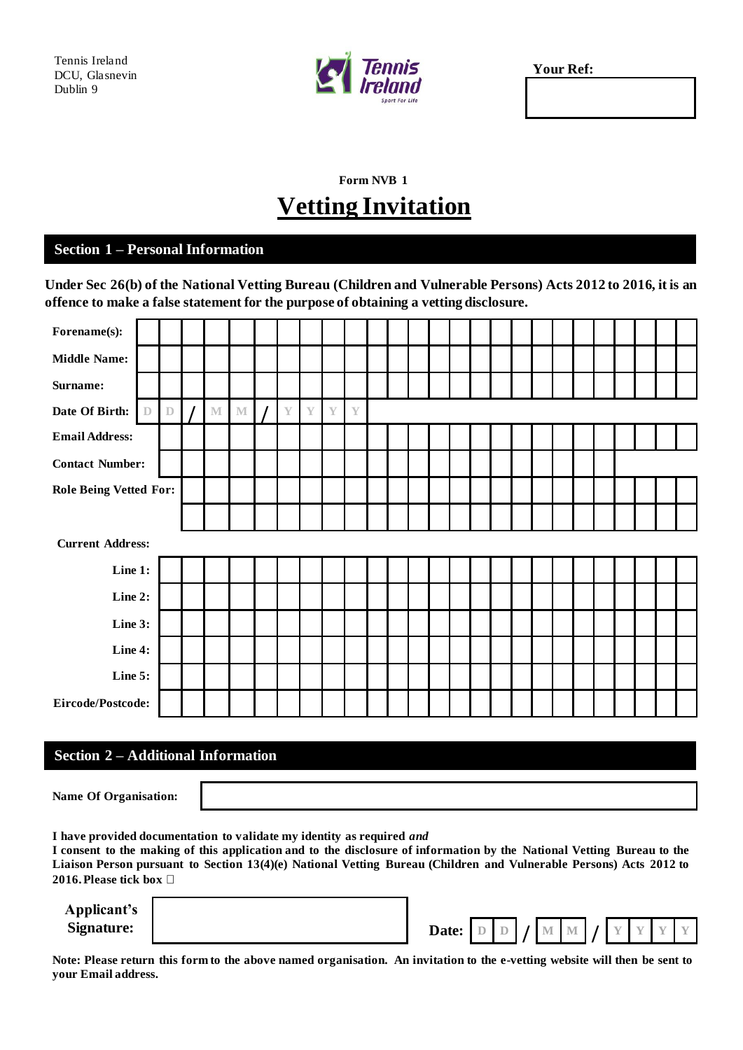Tennis Ireland
DCU, Glasnevin
Dublin 9

**Your Ref:**

**Form NVB 1**

# Vetting Invitation

## Section 1 – Personal Information

**Under Sec 26(b) of the National Vetting Bureau (Children and Vulnerable Persons) Acts 2012 to 2016, it is an offence to make a false statement for the purpose of obtaining a vetting disclosure.**

| | |
|---|---|
| **Forename(s):** | |
| **Middle Name:** | |
| **Surname:** | |
| **Date Of Birth:** | D D / M M / Y Y Y Y |
| **Email Address:** | |
| **Contact Number:** | |
| **Role Being Vetted For:** | |

**Current Address:**

| | |
|---|---|
| **Line 1:** | |
| **Line 2:** | |
| **Line 3:** | |
| **Line 4:** | |
| **Line 5:** | |
| **Eircode/Postcode:** | |

## Section 2 – Additional Information

**Name Of Organisation:**

**I have provided documentation to validate my identity as required *and***
**I consent to the making of this application and to the disclosure of information by the National Vetting Bureau to the Liaison Person pursuant to Section 13(4)(e) National Vetting Bureau (Children and Vulnerable Persons) Acts 2012 to 2016. Please tick box ☐**

**Applicant's Signature:**

**Date:** D D / M M / Y Y Y Y

**Note: Please return this form to the above named organisation. An invitation to the e-vetting website will then be sent to your Email address.**